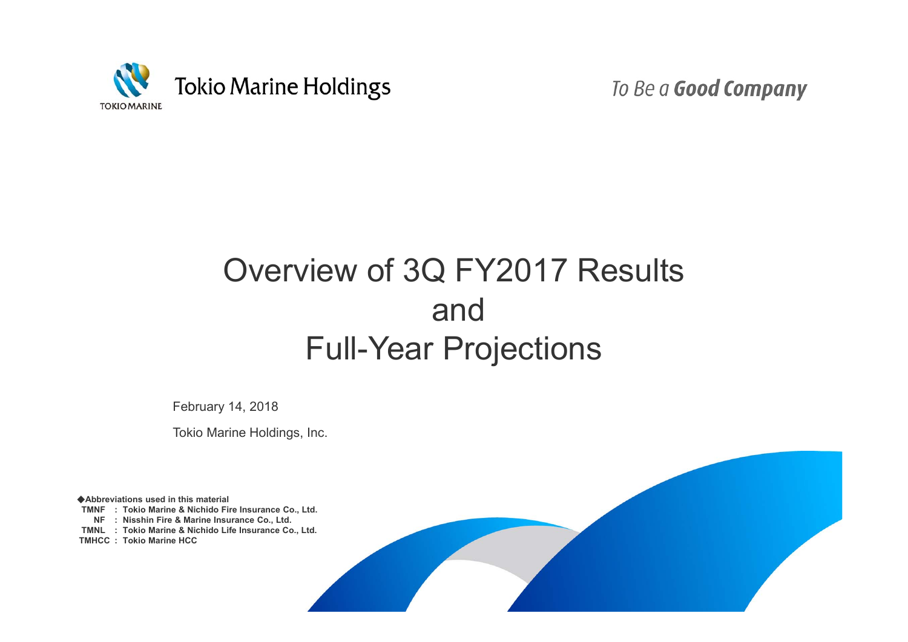Tokio Marine Holdings

To Be a **Good Company**

# Overview of 3Q FY2017 Results and Full-Year Projections

February 14, 2018

Tokio Marine Holdings, Inc.

◆**Abbreviations used in this material**

**TMNF : Tokio Marine & Nichido Fire Insurance Co., Ltd.**
**NF : Nisshin Fire & Marine Insurance Co., Ltd.**
**TMNL : Tokio Marine & Nichido Life Insurance Co., Ltd.**
**TMHCC : Tokio Marine HCC**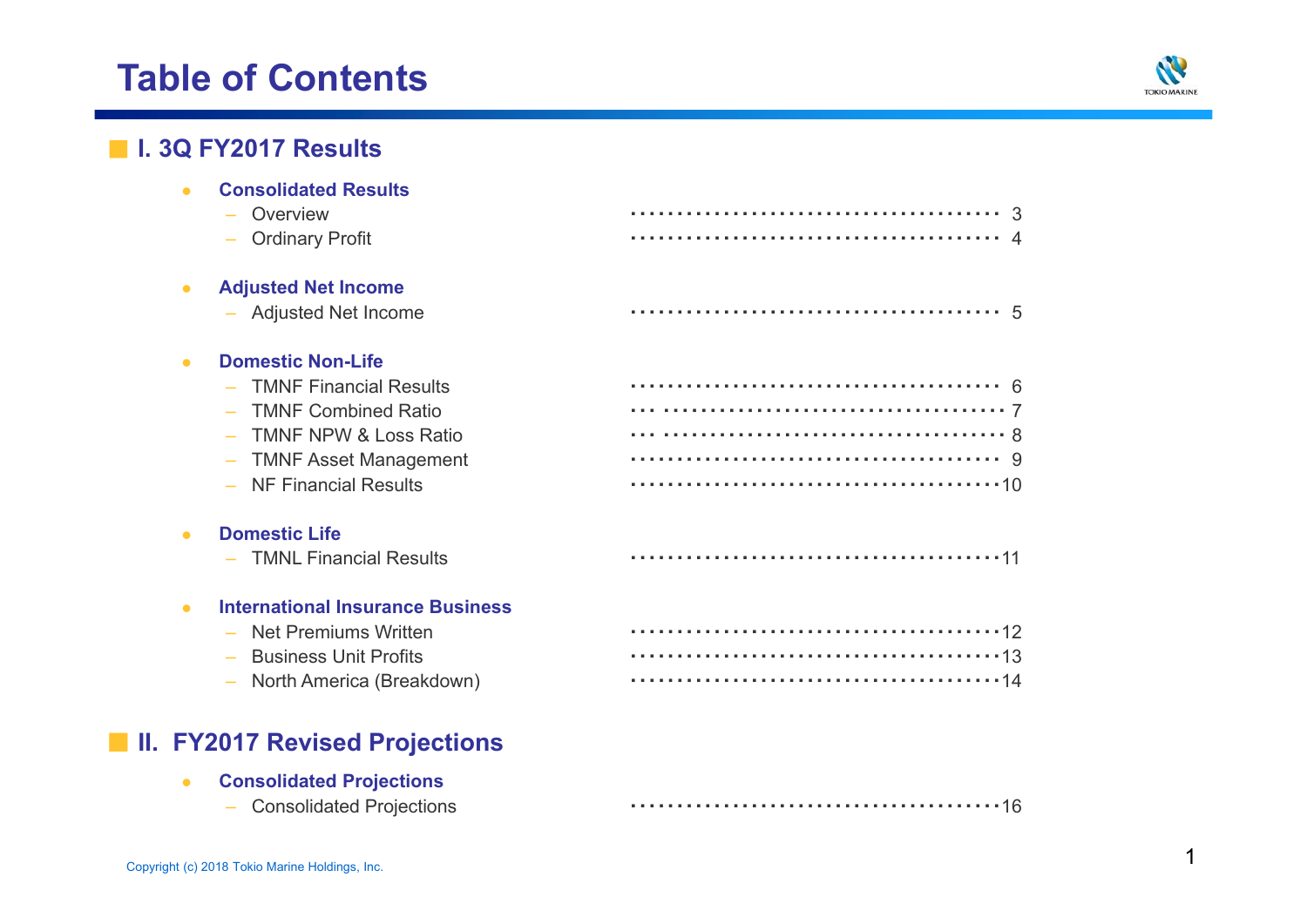# Table of Contents

## I. 3Q FY2017 Results

- **Consolidated Results**
  - Overview ........................................ 3
  - Ordinary Profit ........................................ 4
- **Adjusted Net Income**
  - Adjusted Net Income ........................................ 5
- **Domestic Non-Life**
  - TMNF Financial Results ........................................ 6
  - TMNF Combined Ratio ........................................ 7
  - TMNF NPW & Loss Ratio ........................................ 8
  - TMNF Asset Management ........................................ 9
  - NF Financial Results ........................................ 10
- **Domestic Life**
  - TMNL Financial Results ........................................ 11
- **International Insurance Business**
  - Net Premiums Written ........................................ 12
  - Business Unit Profits ........................................ 13
  - North America (Breakdown) ........................................ 14

## II. FY2017 Revised Projections

- **Consolidated Projections**
  - Consolidated Projections ........................................ 16

Copyright (c) 2018 Tokio Marine Holdings, Inc.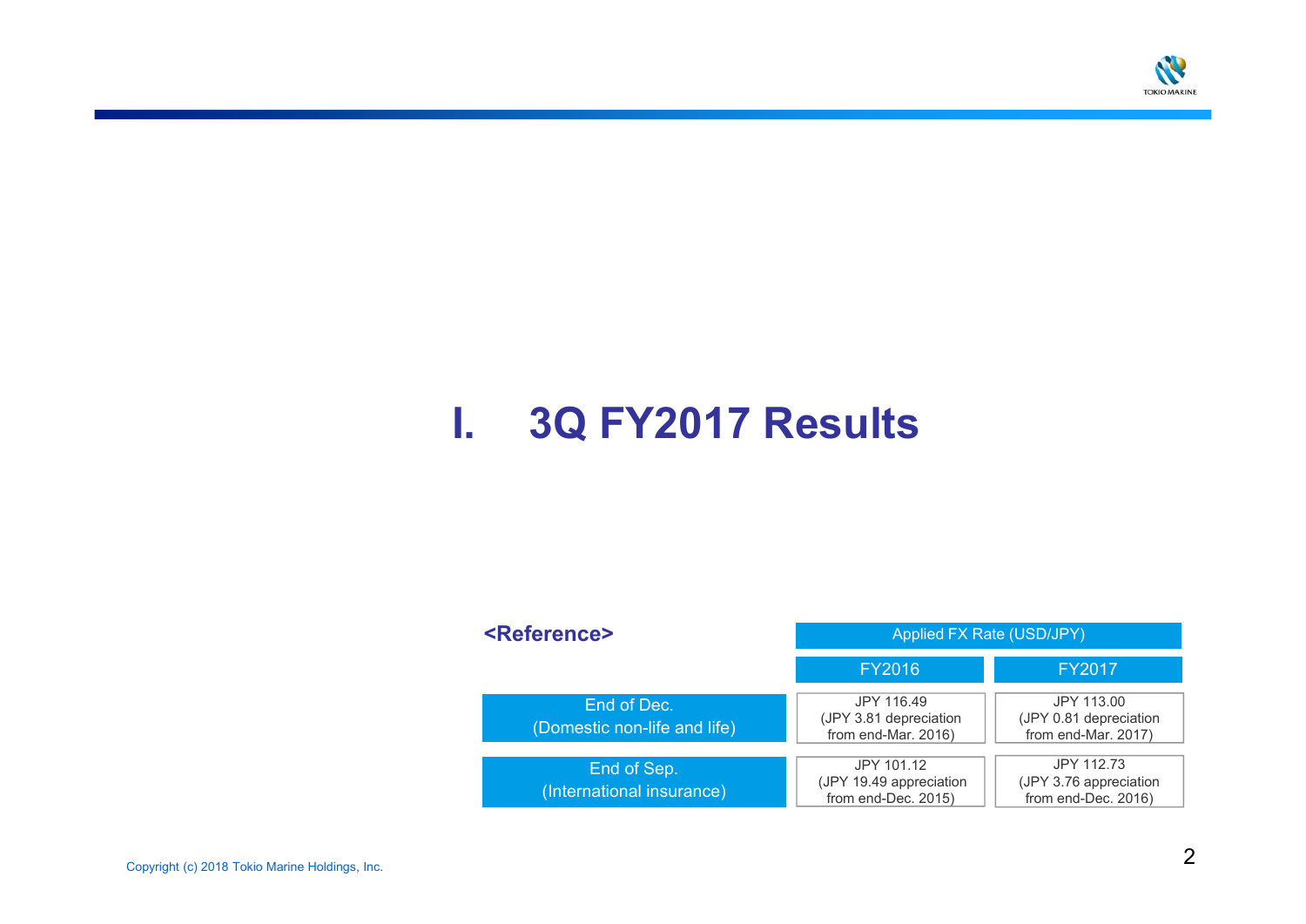# I. 3Q FY2017 Results

**<Reference>**

| | Applied FX Rate (USD/JPY) | |
|---|---|---|
| | FY2016 | FY2017 |
| End of Dec. (Domestic non-life and life) | JPY 116.49 (JPY 3.81 depreciation from end-Mar. 2016) | JPY 113.00 (JPY 0.81 depreciation from end-Mar. 2017) |
| End of Sep. (International insurance) | JPY 101.12 (JPY 19.49 appreciation from end-Dec. 2015) | JPY 112.73 (JPY 3.76 appreciation from end-Dec. 2016) |

Copyright (c) 2018 Tokio Marine Holdings, Inc.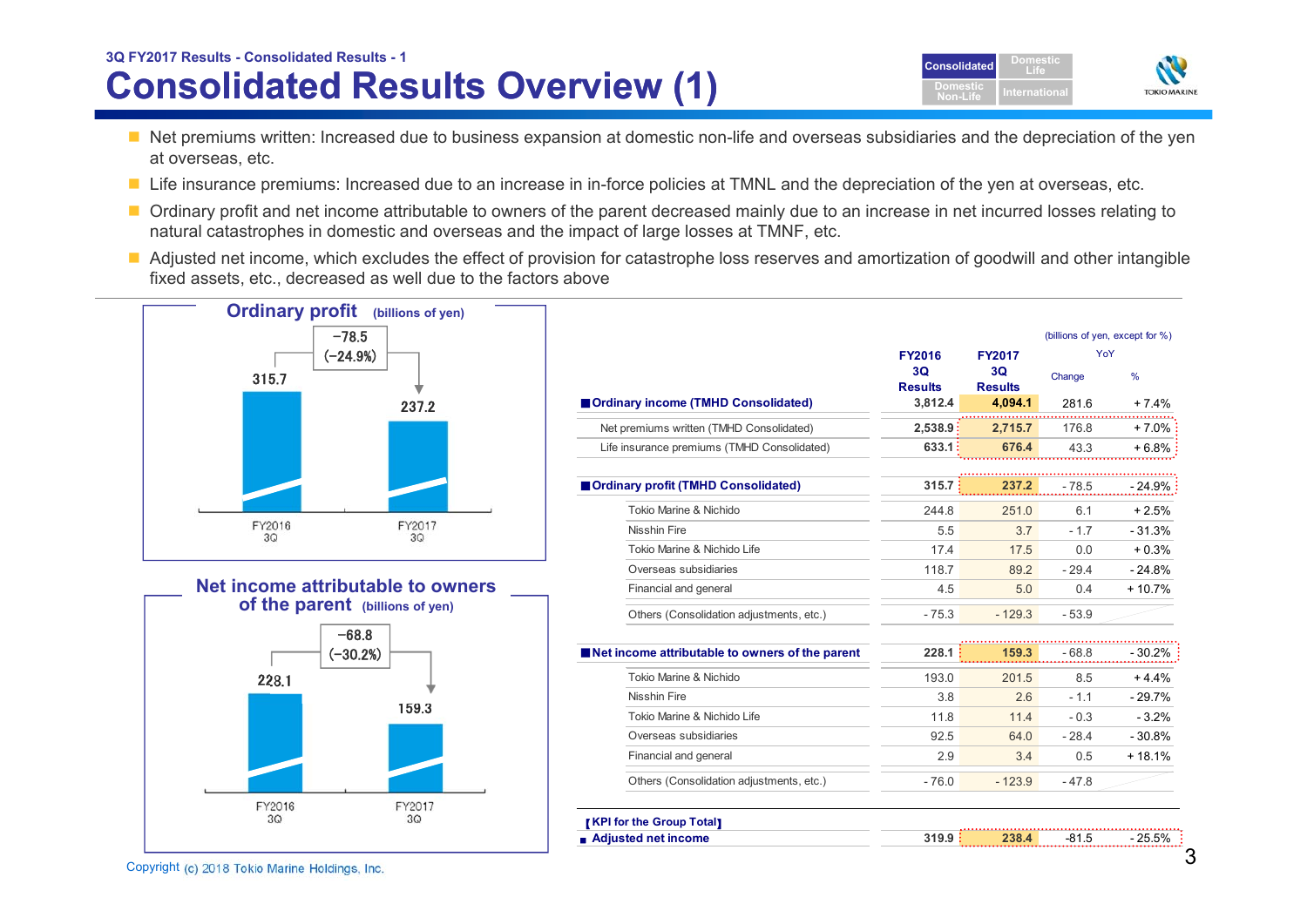3Q FY2017 Results - Consolidated Results - 1

# Consolidated Results Overview (1)

- Net premiums written: Increased due to business expansion at domestic non-life and overseas subsidiaries and the depreciation of the yen at overseas, etc.
- Life insurance premiums: Increased due to an increase in in-force policies at TMNL and the depreciation of the yen at overseas, etc.
- Ordinary profit and net income attributable to owners of the parent decreased mainly due to an increase in net incurred losses relating to natural catastrophes in domestic and overseas and the impact of large losses at TMNF, etc.
- Adjusted net income, which excludes the effect of provision for catastrophe loss reserves and amortization of goodwill and other intangible fixed assets, etc., decreased as well due to the factors above

**Ordinary profit** (billions of yen)

−78.5
(−24.9%)

315.7
237.2

FY2016 3Q
FY2017 3Q

**Net income attributable to owners of the parent** (billions of yen)

−68.8
(−30.2%)

228.1
159.3

FY2016 3Q
FY2017 3Q

(billions of yen, except for %)

| | FY2016 3Q Results | FY2017 3Q Results | YoY Change | YoY % |
|---|---|---|---|---|
| **Ordinary income (TMHD Consolidated)** | 3,812.4 | 4,094.1 | 281.6 | + 7.4% |
| Net premiums written (TMHD Consolidated) | 2,538.9 | 2,715.7 | 176.8 | + 7.0% |
| Life insurance premiums (TMHD Consolidated) | 633.1 | 676.4 | 43.3 | + 6.8% |
| **Ordinary profit (TMHD Consolidated)** | 315.7 | 237.2 | - 78.5 | - 24.9% |
| Tokio Marine & Nichido | 244.8 | 251.0 | 6.1 | + 2.5% |
| Nisshin Fire | 5.5 | 3.7 | - 1.7 | - 31.3% |
| Tokio Marine & Nichido Life | 17.4 | 17.5 | 0.0 | + 0.3% |
| Overseas subsidiaries | 118.7 | 89.2 | - 29.4 | - 24.8% |
| Financial and general | 4.5 | 5.0 | 0.4 | + 10.7% |
| Others (Consolidation adjustments, etc.) | - 75.3 | - 129.3 | - 53.9 | |
| **Net income attributable to owners of the parent** | 228.1 | 159.3 | - 68.8 | - 30.2% |
| Tokio Marine & Nichido | 193.0 | 201.5 | 8.5 | + 4.4% |
| Nisshin Fire | 3.8 | 2.6 | - 1.1 | - 29.7% |
| Tokio Marine & Nichido Life | 11.8 | 11.4 | - 0.3 | - 3.2% |
| Overseas subsidiaries | 92.5 | 64.0 | - 28.4 | - 30.8% |
| Financial and general | 2.9 | 3.4 | 0.5 | + 18.1% |
| Others (Consolidation adjustments, etc.) | - 76.0 | - 123.9 | - 47.8 | |
| **【KPI for the Group Total】** | | | | |
| **Adjusted net income** | 319.9 | 238.4 | -81.5 | - 25.5% |

Copyright (c) 2018 Tokio Marine Holdings, Inc.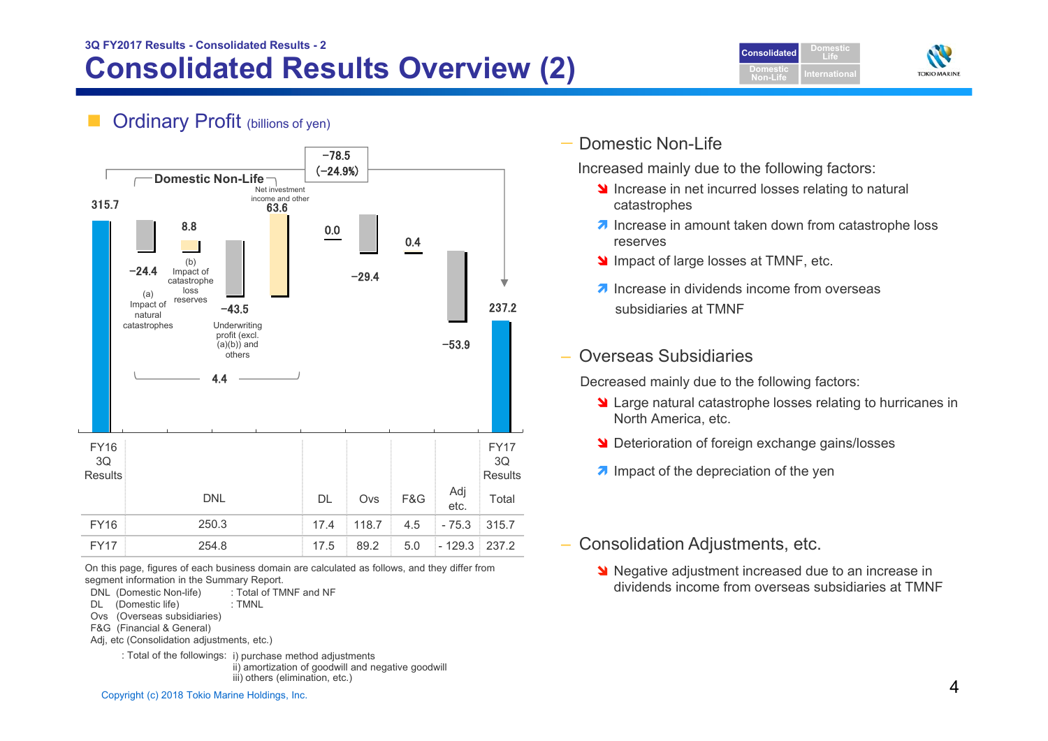3Q FY2017 Results - Consolidated Results - 2

# Consolidated Results Overview (2)

## Ordinary Profit (billions of yen)

−78.5
(−24.9%)

Domestic Non-Life

315.7

−24.4
(a) Impact of natural catastrophes

8.8
(b) Impact of catastrophe loss reserves

−43.5
Underwriting profit (excl. (a)(b)) and others

Net investment income and other
63.6

4.4

0.0

−29.4

0.4

−53.9

237.2

| | DNL | DL | Ovs | F&G | Adj etc. | Total |
|---|---|---|---|---|---|---|
| | FY16 3Q Results | | | | | FY17 3Q Results |
| FY16 | 250.3 | 17.4 | 118.7 | 4.5 | - 75.3 | 315.7 |
| FY17 | 254.8 | 17.5 | 89.2 | 5.0 | - 129.3 | 237.2 |

On this page, figures of each business domain are calculated as follows, and they differ from segment information in the Summary Report.

- DNL (Domestic Non-life) : Total of TMNF and NF
- DL (Domestic life) : TMNL
- Ovs (Overseas subsidiaries)
- F&G (Financial & General)
- Adj, etc (Consolidation adjustments, etc.)

: Total of the followings: i) purchase method adjustments
ii) amortization of goodwill and negative goodwill
iii) others (elimination, etc.)

### Domestic Non-Life

Increased mainly due to the following factors:

- ↘ Increase in net incurred losses relating to natural catastrophes
- ↗ Increase in amount taken down from catastrophe loss reserves
- ↘ Impact of large losses at TMNF, etc.
- ↗ Increase in dividends income from overseas subsidiaries at TMNF

### Overseas Subsidiaries

Decreased mainly due to the following factors:

- ↘ Large natural catastrophe losses relating to hurricanes in North America, etc.
- ↘ Deterioration of foreign exchange gains/losses
- ↗ Impact of the depreciation of the yen

### Consolidation Adjustments, etc.

- ↘ Negative adjustment increased due to an increase in dividends income from overseas subsidiaries at TMNF

Copyright (c) 2018 Tokio Marine Holdings, Inc.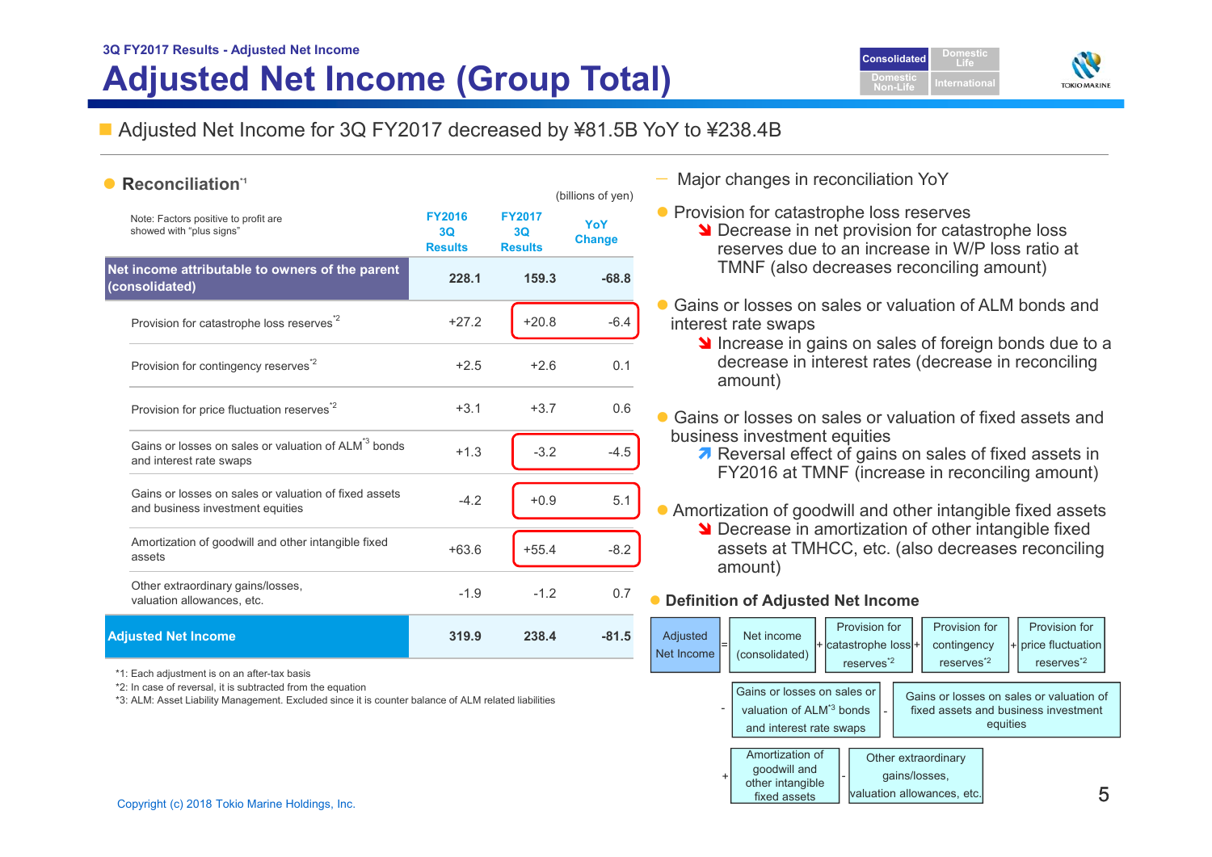3Q FY2017 Results - Adjusted Net Income

# Adjusted Net Income (Group Total)

Consolidated | Domestic Life | Domestic Non-Life | International

■ Adjusted Net Income for 3Q FY2017 decreased by ¥81.5B YoY to ¥238.4B

## Reconciliation[*1]

(billions of yen)

Note: Factors positive to profit are showed with "plus signs"

| | FY2016 3Q Results | FY2017 3Q Results | YoY Change |
|---|---|---|---|
| **Net income attributable to owners of the parent (consolidated)** | **228.1** | **159.3** | **-68.8** |
| Provision for catastrophe loss reserves[*2] | +27.2 | +20.8 | -6.4 |
| Provision for contingency reserves[*2] | +2.5 | +2.6 | 0.1 |
| Provision for price fluctuation reserves[*2] | +3.1 | +3.7 | 0.6 |
| Gains or losses on sales or valuation of ALM[*3] bonds and interest rate swaps | +1.3 | -3.2 | -4.5 |
| Gains or losses on sales or valuation of fixed assets and business investment equities | -4.2 | +0.9 | 5.1 |
| Amortization of goodwill and other intangible fixed assets | +63.6 | +55.4 | -8.2 |
| Other extraordinary gains/losses, valuation allowances, etc. | -1.9 | -1.2 | 0.7 |
| **Adjusted Net Income** | **319.9** | **238.4** | **-81.5** |

*1: Each adjustment is on an after-tax basis
*2: In case of reversal, it is subtracted from the equation
*3: ALM: Asset Liability Management. Excluded since it is counter balance of ALM related liabilities

## Major changes in reconciliation YoY

- Provision for catastrophe loss reserves
  - ↘ Decrease in net provision for catastrophe loss reserves due to an increase in W/P loss ratio at TMNF (also decreases reconciling amount)
- Gains or losses on sales or valuation of ALM bonds and interest rate swaps
  - ↘ Increase in gains on sales of foreign bonds due to a decrease in interest rates (decrease in reconciling amount)
- Gains or losses on sales or valuation of fixed assets and business investment equities
  - ↗ Reversal effect of gains on sales of fixed assets in FY2016 at TMNF (increase in reconciling amount)
- Amortization of goodwill and other intangible fixed assets
  - ↘ Decrease in amortization of other intangible fixed assets at TMHCC, etc. (also decreases reconciling amount)

## Definition of Adjusted Net Income

Adjusted Net Income = Net income (consolidated) + Provision for catastrophe loss reserves[*2] + Provision for contingency reserves[*2] + Provision for price fluctuation reserves[*2] - Gains or losses on sales or valuation of ALM[*3] bonds and interest rate swaps - Gains or losses on sales or valuation of fixed assets and business investment equities + Amortization of goodwill and other intangible fixed assets - Other extraordinary gains/losses, valuation allowances, etc.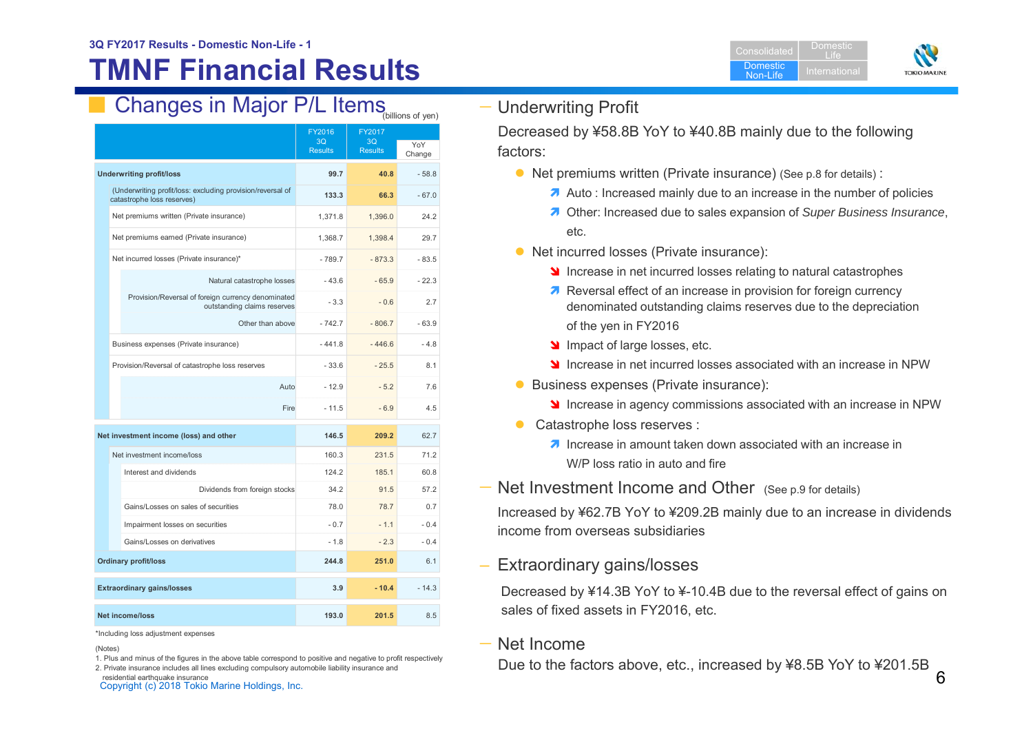3Q FY2017 Results - Domestic Non-Life - 1

# TMNF Financial Results

## Changes in Major P/L Items

(billions of yen)

| | FY2016 3Q Results | FY2017 3Q Results | YoY Change |
|---|---|---|---|
| **Underwriting profit/loss** | **99.7** | **40.8** | - 58.8 |
| (Underwriting profit/loss: excluding provision/reversal of catastrophe loss reserves) | 133.3 | 66.3 | - 67.0 |
| Net premiums written (Private insurance) | 1,371.8 | 1,396.0 | 24.2 |
| Net premiums earned (Private insurance) | 1,368.7 | 1,398.4 | 29.7 |
| Net incurred losses (Private insurance)* | - 789.7 | - 873.3 | - 83.5 |
| Natural catastrophe losses | - 43.6 | - 65.9 | - 22.3 |
| Provision/Reversal of foreign currency denominated outstanding claims reserves | - 3.3 | - 0.6 | 2.7 |
| Other than above | - 742.7 | - 806.7 | - 63.9 |
| Business expenses (Private insurance) | - 441.8 | - 446.6 | - 4.8 |
| Provision/Reversal of catastrophe loss reserves | - 33.6 | - 25.5 | 8.1 |
| Auto | - 12.9 | - 5.2 | 7.6 |
| Fire | - 11.5 | - 6.9 | 4.5 |
| **Net investment income (loss) and other** | **146.5** | **209.2** | 62.7 |
| Net investment income/loss | 160.3 | 231.5 | 71.2 |
| Interest and dividends | 124.2 | 185.1 | 60.8 |
| Dividends from foreign stocks | 34.2 | 91.5 | 57.2 |
| Gains/Losses on sales of securities | 78.0 | 78.7 | 0.7 |
| Impairment losses on securities | - 0.7 | - 1.1 | - 0.4 |
| Gains/Losses on derivatives | - 1.8 | - 2.3 | - 0.4 |
| **Ordinary profit/loss** | **244.8** | **251.0** | 6.1 |
| **Extraordinary gains/losses** | **3.9** | **- 10.4** | - 14.3 |
| **Net income/loss** | **193.0** | **201.5** | 8.5 |

*Including loss adjustment expenses

(Notes)
1. Plus and minus of the figures in the above table correspond to positive and negative to profit respectively
2. Private insurance includes all lines excluding compulsory automobile liability insurance and residential earthquake insurance

### Underwriting Profit

Decreased by ¥58.8B YoY to ¥40.8B mainly due to the following factors:

- Net premiums written (Private insurance) (See p.8 for details) :
  - ↗ Auto : Increased mainly due to an increase in the number of policies
  - ↗ Other: Increased due to sales expansion of *Super Business Insurance*, etc.
- Net incurred losses (Private insurance):
  - ↘ Increase in net incurred losses relating to natural catastrophes
  - ↗ Reversal effect of an increase in provision for foreign currency denominated outstanding claims reserves due to the depreciation of the yen in FY2016
  - ↘ Impact of large losses, etc.
  - ↘ Increase in net incurred losses associated with an increase in NPW
- Business expenses (Private insurance):
  - ↘ Increase in agency commissions associated with an increase in NPW
- Catastrophe loss reserves :
  - ↗ Increase in amount taken down associated with an increase in W/P loss ratio in auto and fire

### Net Investment Income and Other (See p.9 for details)

Increased by ¥62.7B YoY to ¥209.2B mainly due to an increase in dividends income from overseas subsidiaries

### Extraordinary gains/losses

Decreased by ¥14.3B YoY to ¥-10.4B due to the reversal effect of gains on sales of fixed assets in FY2016, etc.

### Net Income

Due to the factors above, etc., increased by ¥8.5B YoY to ¥201.5B

Copyright (c) 2018 Tokio Marine Holdings, Inc.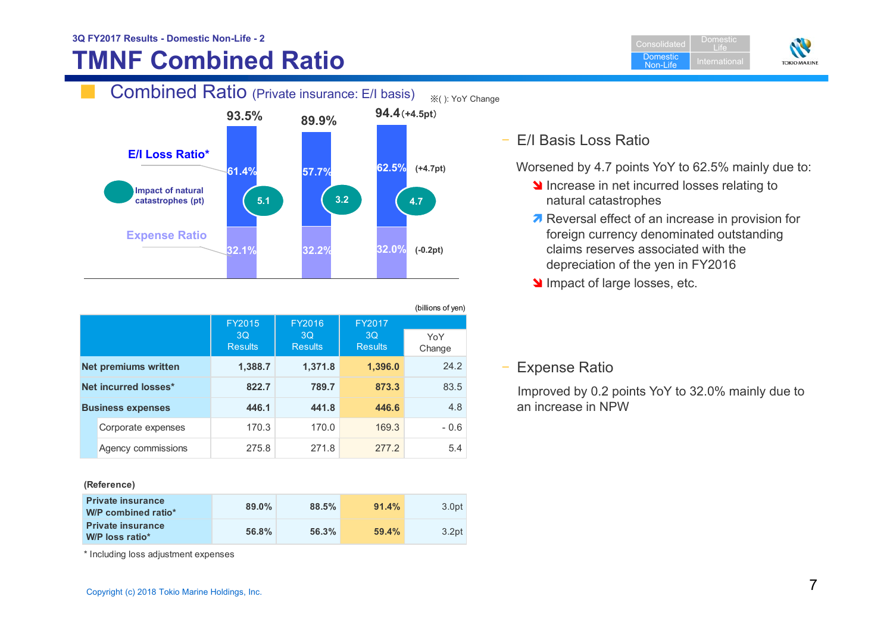3Q FY2017 Results - Domestic Non-Life - 2

# TMNF Combined Ratio

## Combined Ratio (Private insurance: E/I basis)

※( ): YoY Change

93.5%
89.9%
94.4(+4.5pt)

E/I Loss Ratio*
61.4%
57.7%
62.5%
(+4.7pt)

Impact of natural catastrophes (pt)
5.1
3.2
4.7

Expense Ratio
32.1%
32.2%
32.0%
(-0.2pt)

(billions of yen)

| | FY2015 3Q Results | FY2016 3Q Results | FY2017 3Q Results | YoY Change |
|---|---|---|---|---|
| **Net premiums written** | 1,388.7 | 1,371.8 | 1,396.0 | 24.2 |
| **Net incurred losses*** | 822.7 | 789.7 | 873.3 | 83.5 |
| **Business expenses** | 446.1 | 441.8 | 446.6 | 4.8 |
| Corporate expenses | 170.3 | 170.0 | 169.3 | - 0.6 |
| Agency commissions | 275.8 | 271.8 | 277.2 | 5.4 |

(Reference)

| | | | | |
|---|---|---|---|---|
| **Private insurance W/P combined ratio*** | 89.0% | 88.5% | 91.4% | 3.0pt |
| **Private insurance W/P loss ratio*** | 56.8% | 56.3% | 59.4% | 3.2pt |

\* Including loss adjustment expenses

### E/I Basis Loss Ratio

Worsened by 4.7 points YoY to 62.5% mainly due to:

- ↘ Increase in net incurred losses relating to natural catastrophes
- ↗ Reversal effect of an increase in provision for foreign currency denominated outstanding claims reserves associated with the depreciation of the yen in FY2016
- ↘ Impact of large losses, etc.

### Expense Ratio

Improved by 0.2 points YoY to 32.0% mainly due to an increase in NPW

Copyright (c) 2018 Tokio Marine Holdings, Inc.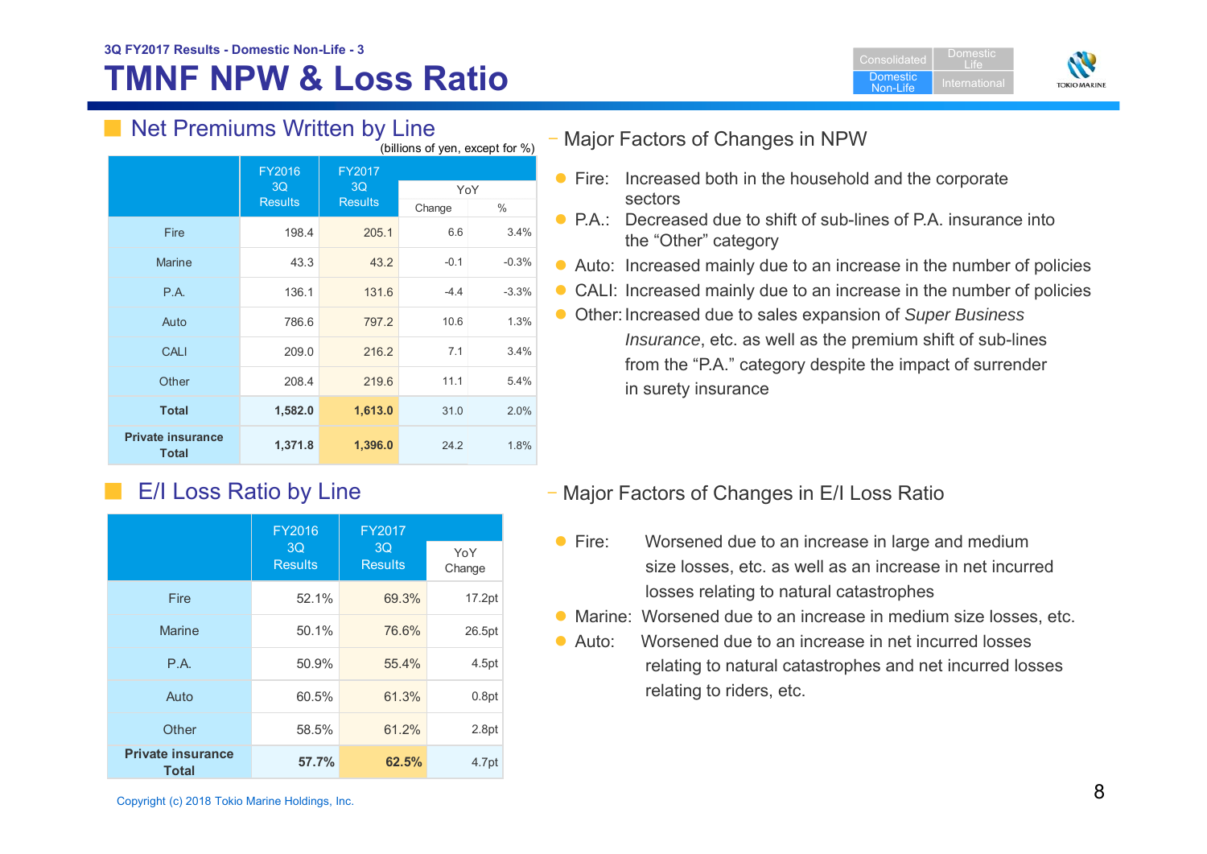3Q FY2017 Results - Domestic Non-Life - 3

# TMNF NPW & Loss Ratio

## Net Premiums Written by Line

(billions of yen, except for %)

| | FY2016 3Q Results | FY2017 3Q Results | YoY | |
|---|---|---|---|---|
| | | | Change | % |
| Fire | 198.4 | 205.1 | 6.6 | 3.4% |
| Marine | 43.3 | 43.2 | -0.1 | -0.3% |
| P.A. | 136.1 | 131.6 | -4.4 | -3.3% |
| Auto | 786.6 | 797.2 | 10.6 | 1.3% |
| CALI | 209.0 | 216.2 | 7.1 | 3.4% |
| Other | 208.4 | 219.6 | 11.1 | 5.4% |
| **Total** | **1,582.0** | **1,613.0** | 31.0 | 2.0% |
| **Private insurance Total** | **1,371.8** | **1,396.0** | 24.2 | 1.8% |

### Major Factors of Changes in NPW

- Fire: Increased both in the household and the corporate sectors
- P.A.: Decreased due to shift of sub-lines of P.A. insurance into the “Other” category
- Auto: Increased mainly due to an increase in the number of policies
- CALI: Increased mainly due to an increase in the number of policies
- Other: Increased due to sales expansion of *Super Business Insurance*, etc. as well as the premium shift of sub-lines from the “P.A.” category despite the impact of surrender in surety insurance

## E/I Loss Ratio by Line

| | FY2016 3Q Results | FY2017 3Q Results | YoY Change |
|---|---|---|---|
| Fire | 52.1% | 69.3% | 17.2pt |
| Marine | 50.1% | 76.6% | 26.5pt |
| P.A. | 50.9% | 55.4% | 4.5pt |
| Auto | 60.5% | 61.3% | 0.8pt |
| Other | 58.5% | 61.2% | 2.8pt |
| **Private insurance Total** | **57.7%** | **62.5%** | 4.7pt |

### Major Factors of Changes in E/I Loss Ratio

- Fire: Worsened due to an increase in large and medium size losses, etc. as well as an increase in net incurred losses relating to natural catastrophes
- Marine: Worsened due to an increase in medium size losses, etc.
- Auto: Worsened due to an increase in net incurred losses relating to natural catastrophes and net incurred losses relating to riders, etc.

Copyright (c) 2018 Tokio Marine Holdings, Inc.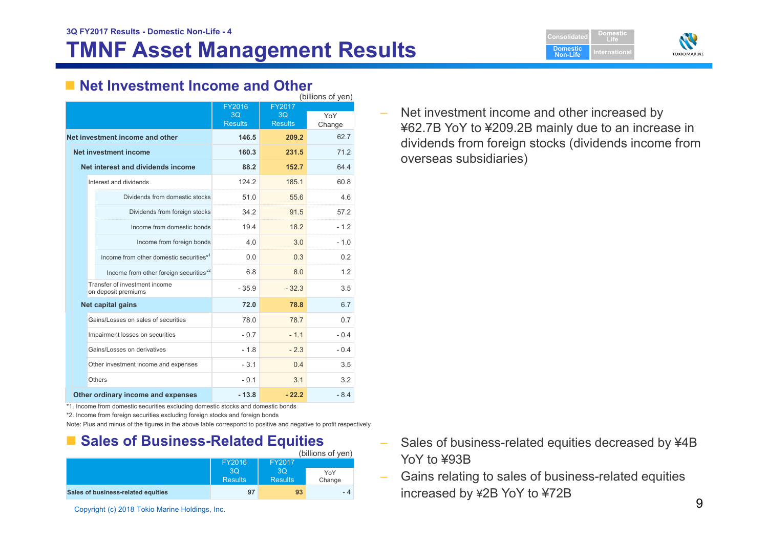3Q FY2017 Results - Domestic Non-Life - 4

# TMNF Asset Management Results

## Net Investment Income and Other

(billions of yen)

| | FY2016 3Q Results | FY2017 3Q Results | YoY Change |
|---|---|---|---|
| **Net investment income and other** | **146.5** | **209.2** | 62.7 |
| **Net investment income** | **160.3** | **231.5** | 71.2 |
| **Net interest and dividends income** | **88.2** | **152.7** | 64.4 |
| Interest and dividends | 124.2 | 185.1 | 60.8 |
| Dividends from domestic stocks | 51.0 | 55.6 | 4.6 |
| Dividends from foreign stocks | 34.2 | 91.5 | 57.2 |
| Income from domestic bonds | 19.4 | 18.2 | - 1.2 |
| Income from foreign bonds | 4.0 | 3.0 | - 1.0 |
| Income from other domestic securities*1 | 0.0 | 0.3 | 0.2 |
| Income from other foreign securities*2 | 6.8 | 8.0 | 1.2 |
| Transfer of investment income on deposit premiums | - 35.9 | - 32.3 | 3.5 |
| **Net capital gains** | **72.0** | **78.8** | 6.7 |
| Gains/Losses on sales of securities | 78.0 | 78.7 | 0.7 |
| Impairment losses on securities | - 0.7 | - 1.1 | - 0.4 |
| Gains/Losses on derivatives | - 1.8 | - 2.3 | - 0.4 |
| Other investment income and expenses | - 3.1 | 0.4 | 3.5 |
| Others | - 0.1 | 3.1 | 3.2 |
| **Other ordinary income and expenses** | **- 13.8** | **- 22.2** | - 8.4 |

*1. Income from domestic securities excluding domestic stocks and domestic bonds

*2. Income from foreign securities excluding foreign stocks and foreign bonds

Note: Plus and minus of the figures in the above table correspond to positive and negative to profit respectively

- Net investment income and other increased by ¥62.7B YoY to ¥209.2B mainly due to an increase in dividends from foreign stocks (dividends income from overseas subsidiaries)

## Sales of Business-Related Equities

(billions of yen)

| | FY2016 3Q Results | FY2017 3Q Results | YoY Change |
|---|---|---|---|
| **Sales of business-related equities** | 97 | 93 | - 4 |

- Sales of business-related equities decreased by ¥4B YoY to ¥93B
- Gains relating to sales of business-related equities increased by ¥2B YoY to ¥72B

Copyright (c) 2018 Tokio Marine Holdings, Inc.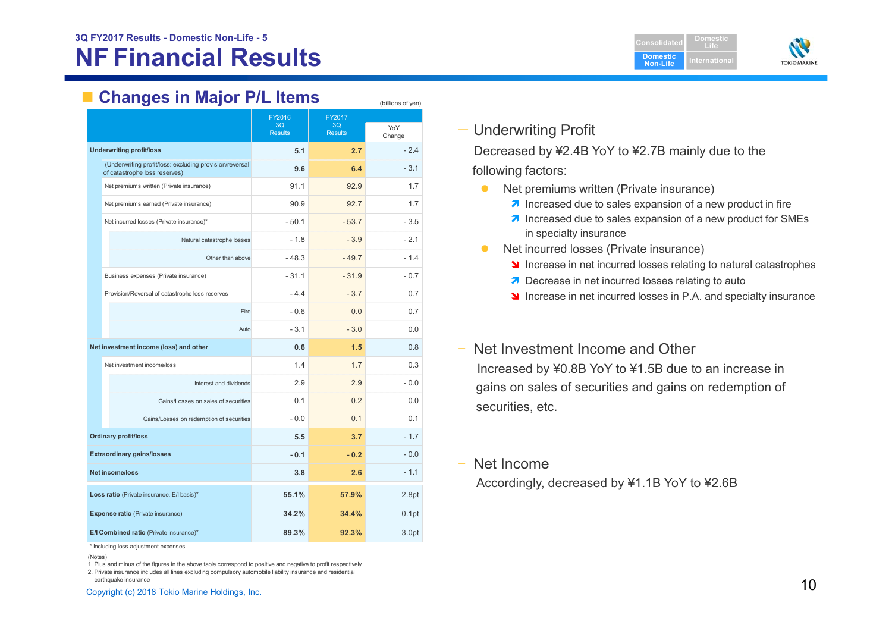3Q FY2017 Results - Domestic Non-Life - 5

# NF Financial Results

## Changes in Major P/L Items

(billions of yen)

| | FY2016 3Q Results | FY2017 3Q Results | YoY Change |
|---|---|---|---|
| **Underwriting profit/loss** | **5.1** | **2.7** | - 2.4 |
| (Underwriting profit/loss: excluding provision/reversal of catastrophe loss reserves) | **9.6** | **6.4** | - 3.1 |
| Net premiums written (Private insurance) | 91.1 | 92.9 | 1.7 |
| Net premiums earned (Private insurance) | 90.9 | 92.7 | 1.7 |
| Net incurred losses (Private insurance)* | - 50.1 | - 53.7 | - 3.5 |
| Natural catastrophe losses | - 1.8 | - 3.9 | - 2.1 |
| Other than above | - 48.3 | - 49.7 | - 1.4 |
| Business expenses (Private insurance) | - 31.1 | - 31.9 | - 0.7 |
| Provision/Reversal of catastrophe loss reserves | - 4.4 | - 3.7 | 0.7 |
| Fire | - 0.6 | 0.0 | 0.7 |
| Auto | - 3.1 | - 3.0 | 0.0 |
| **Net investment income (loss) and other** | **0.6** | **1.5** | 0.8 |
| Net investment income/loss | 1.4 | 1.7 | 0.3 |
| Interest and dividends | 2.9 | 2.9 | - 0.0 |
| Gains/Losses on sales of securities | 0.1 | 0.2 | 0.0 |
| Gains/Losses on redemption of securities | - 0.0 | 0.1 | 0.1 |
| **Ordinary profit/loss** | **5.5** | **3.7** | - 1.7 |
| **Extraordinary gains/losses** | **- 0.1** | **- 0.2** | - 0.0 |
| **Net income/loss** | **3.8** | **2.6** | - 1.1 |
| **Loss ratio** (Private insurance, E/I basis)* | **55.1%** | **57.9%** | 2.8pt |
| **Expense ratio** (Private insurance) | **34.2%** | **34.4%** | 0.1pt |
| **E/I Combined ratio** (Private insurance)* | **89.3%** | **92.3%** | 3.0pt |

\* Including loss adjustment expenses

(Notes)
1. Plus and minus of the figures in the above table correspond to positive and negative to profit respectively
2. Private insurance includes all lines excluding compulsory automobile liability insurance and residential earthquake insurance

### Underwriting Profit

Decreased by ¥2.4B YoY to ¥2.7B mainly due to the following factors:

- Net premiums written (Private insurance)
  - ↗ Increased due to sales expansion of a new product in fire
  - ↗ Increased due to sales expansion of a new product for SMEs in specialty insurance
- Net incurred losses (Private insurance)
  - ↘ Increase in net incurred losses relating to natural catastrophes
  - ↗ Decrease in net incurred losses relating to auto
  - ↘ Increase in net incurred losses in P.A. and specialty insurance

### Net Investment Income and Other

Increased by ¥0.8B YoY to ¥1.5B due to an increase in gains on sales of securities and gains on redemption of securities, etc.

### Net Income

Accordingly, decreased by ¥1.1B YoY to ¥2.6B

Copyright (c) 2018 Tokio Marine Holdings, Inc.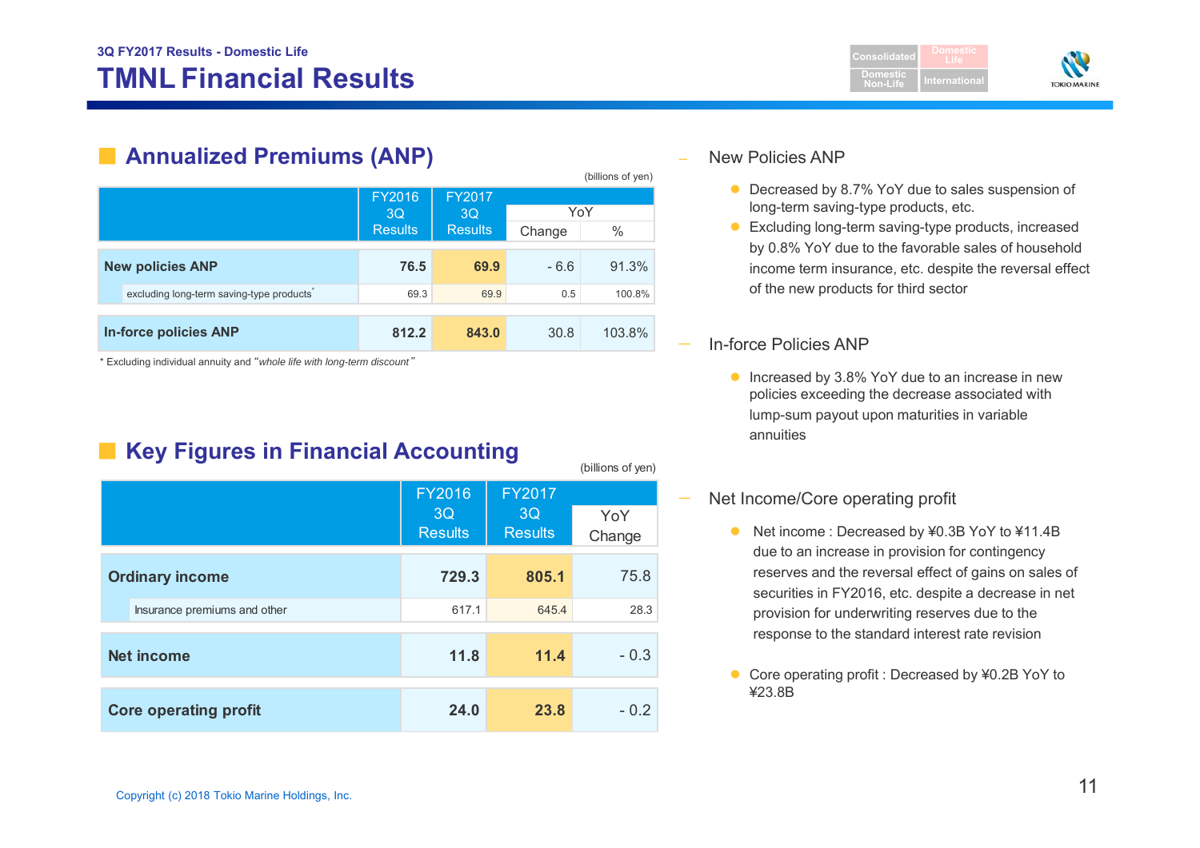3Q FY2017 Results - Domestic Life

# TMNL Financial Results

## Annualized Premiums (ANP)

(billions of yen)

| | FY2016 3Q Results | FY2017 3Q Results | YoY Change | YoY % |
|---|---|---|---|---|
| **New policies ANP** | **76.5** | **69.9** | - 6.6 | 91.3% |
| excluding long-term saving-type products* | 69.3 | 69.9 | 0.5 | 100.8% |
| **In-force policies ANP** | **812.2** | **843.0** | 30.8 | 103.8% |

\* Excluding individual annuity and "*whole life with long-term discount*"

## Key Figures in Financial Accounting

(billions of yen)

| | FY2016 3Q Results | FY2017 3Q Results | YoY Change |
|---|---|---|---|
| **Ordinary income** | **729.3** | **805.1** | 75.8 |
| Insurance premiums and other | 617.1 | 645.4 | 28.3 |
| **Net income** | **11.8** | **11.4** | - 0.3 |
| **Core operating profit** | **24.0** | **23.8** | - 0.2 |

– New Policies ANP

- Decreased by 8.7% YoY due to sales suspension of long-term saving-type products, etc.
- Excluding long-term saving-type products, increased by 0.8% YoY due to the favorable sales of household income term insurance, etc. despite the reversal effect of the new products for third sector

– In-force Policies ANP

- Increased by 3.8% YoY due to an increase in new policies exceeding the decrease associated with lump-sum payout upon maturities in variable annuities

– Net Income/Core operating profit

- Net income : Decreased by ¥0.3B YoY to ¥11.4B due to an increase in provision for contingency reserves and the reversal effect of gains on sales of securities in FY2016, etc. despite a decrease in net provision for underwriting reserves due to the response to the standard interest rate revision
- Core operating profit : Decreased by ¥0.2B YoY to ¥23.8B

Copyright (c) 2018 Tokio Marine Holdings, Inc.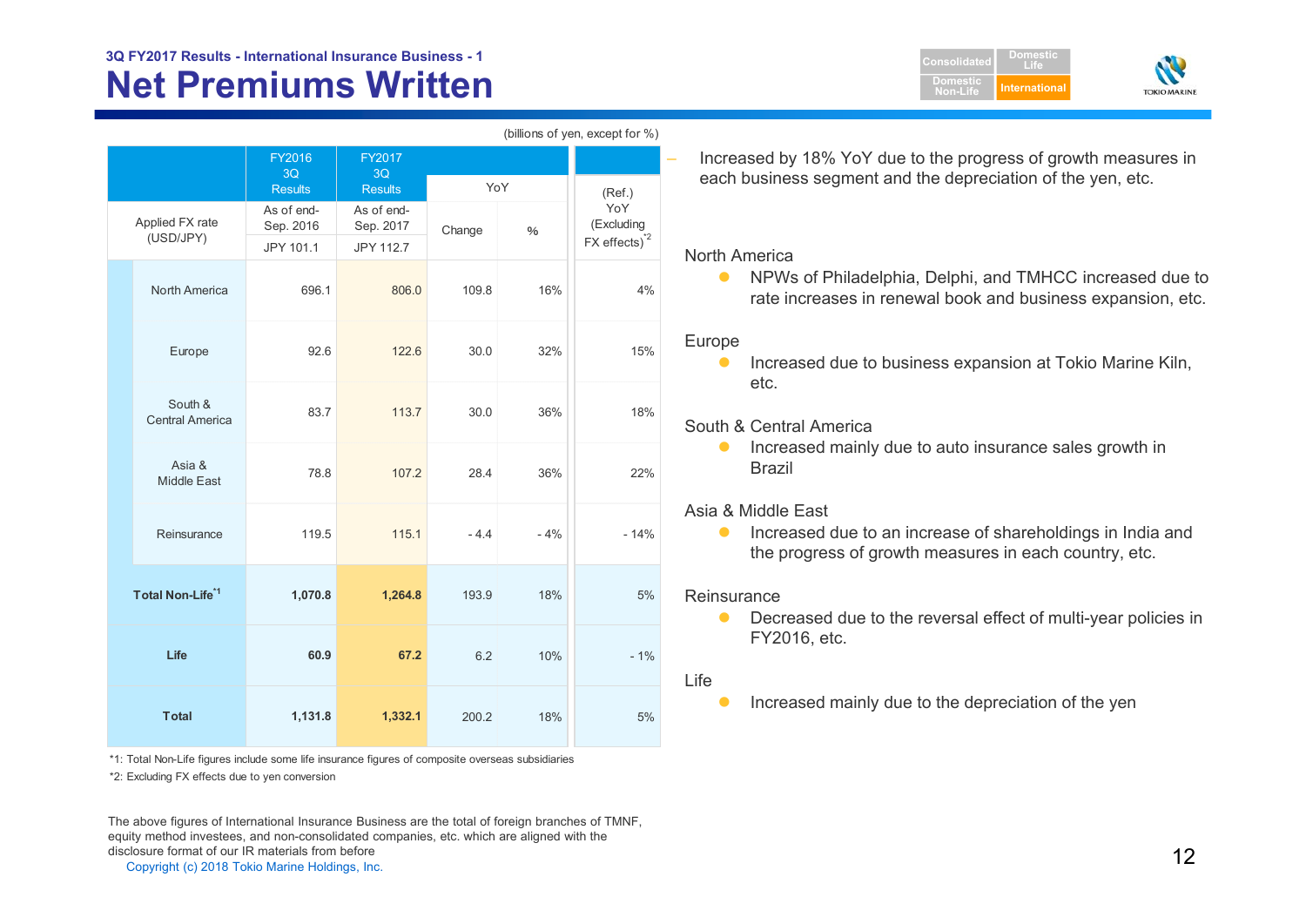3Q FY2017 Results - International Insurance Business - 1

# Net Premiums Written

(billions of yen, except for %)

| | FY2016 3Q Results | FY2017 3Q Results | YoY | | (Ref.) YoY (Excluding FX effects)[*2] |
|---|---|---|---|---|---|
| Applied FX rate (USD/JPY) | As of end-Sep. 2016 JPY 101.1 | As of end-Sep. 2017 JPY 112.7 | Change | % | |
| North America | 696.1 | 806.0 | 109.8 | 16% | 4% |
| Europe | 92.6 | 122.6 | 30.0 | 32% | 15% |
| South & Central America | 83.7 | 113.7 | 30.0 | 36% | 18% |
| Asia & Middle East | 78.8 | 107.2 | 28.4 | 36% | 22% |
| Reinsurance | 119.5 | 115.1 | - 4.4 | - 4% | - 14% |
| **Total Non-Life[*1]** | **1,070.8** | **1,264.8** | 193.9 | 18% | 5% |
| **Life** | **60.9** | **67.2** | 6.2 | 10% | - 1% |
| **Total** | **1,131.8** | **1,332.1** | 200.2 | 18% | 5% |

*1: Total Non-Life figures include some life insurance figures of composite overseas subsidiaries

*2: Excluding FX effects due to yen conversion

The above figures of International Insurance Business are the total of foreign branches of TMNF, equity method investees, and non-consolidated companies, etc. which are aligned with the disclosure format of our IR materials from before

– Increased by 18% YoY due to the progress of growth measures in each business segment and the depreciation of the yen, etc.

North America
- NPWs of Philadelphia, Delphi, and TMHCC increased due to rate increases in renewal book and business expansion, etc.

Europe
- Increased due to business expansion at Tokio Marine Kiln, etc.

South & Central America
- Increased mainly due to auto insurance sales growth in Brazil

Asia & Middle East
- Increased due to an increase of shareholdings in India and the progress of growth measures in each country, etc.

Reinsurance
- Decreased due to the reversal effect of multi-year policies in FY2016, etc.

Life
- Increased mainly due to the depreciation of the yen

Copyright (c) 2018 Tokio Marine Holdings, Inc.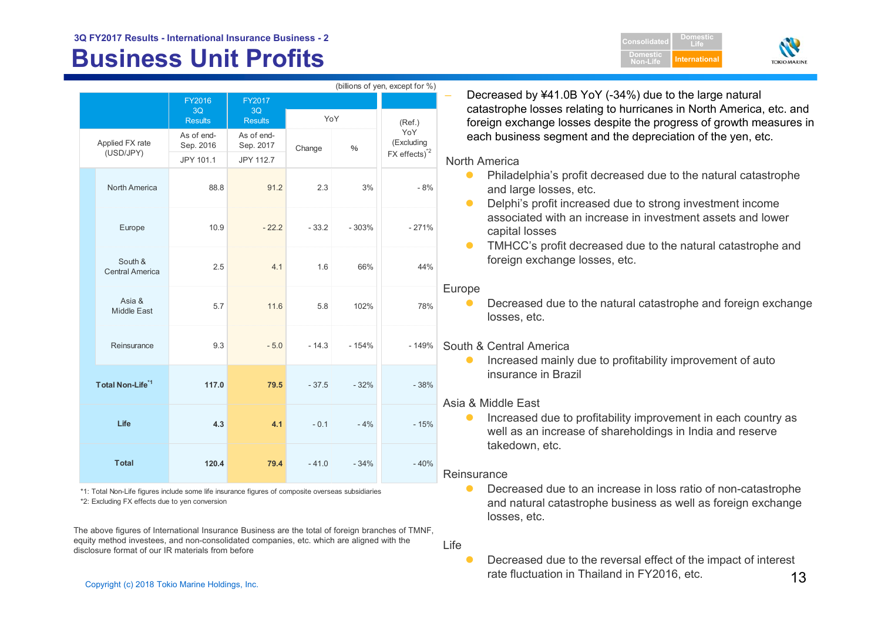3Q FY2017 Results - International Insurance Business - 2

# Business Unit Profits

(billions of yen, except for %)

| | FY2016 3Q Results | FY2017 3Q Results | YoY | | (Ref.) YoY (Excluding FX effects)[*2] |
|---|---|---|---|---|---|
| Applied FX rate (USD/JPY) | As of end-Sep. 2016 | As of end-Sep. 2017 | Change | % | |
| | JPY 101.1 | JPY 112.7 | | | |
| North America | 88.8 | 91.2 | 2.3 | 3% | - 8% |
| Europe | 10.9 | - 22.2 | - 33.2 | - 303% | - 271% |
| South & Central America | 2.5 | 4.1 | 1.6 | 66% | 44% |
| Asia & Middle East | 5.7 | 11.6 | 5.8 | 102% | 78% |
| Reinsurance | 9.3 | - 5.0 | - 14.3 | - 154% | - 149% |
| **Total Non-Life[*1]** | **117.0** | **79.5** | - 37.5 | - 32% | - 38% |
| **Life** | **4.3** | **4.1** | - 0.1 | - 4% | - 15% |
| **Total** | **120.4** | **79.4** | - 41.0 | - 34% | - 40% |

*1: Total Non-Life figures include some life insurance figures of composite overseas subsidiaries
*2: Excluding FX effects due to yen conversion

The above figures of International Insurance Business are the total of foreign branches of TMNF, equity method investees, and non-consolidated companies, etc. which are aligned with the disclosure format of our IR materials from before

- Decreased by ¥41.0B YoY (-34%) due to the large natural catastrophe losses relating to hurricanes in North America, etc. and foreign exchange losses despite the progress of growth measures in each business segment and the depreciation of the yen, etc.

North America
- Philadelphia's profit decreased due to the natural catastrophe and large losses, etc.
- Delphi's profit increased due to strong investment income associated with an increase in investment assets and lower capital losses
- TMHCC's profit decreased due to the natural catastrophe and foreign exchange losses, etc.

Europe
- Decreased due to the natural catastrophe and foreign exchange losses, etc.

South & Central America
- Increased mainly due to profitability improvement of auto insurance in Brazil

Asia & Middle East
- Increased due to profitability improvement in each country as well as an increase of shareholdings in India and reserve takedown, etc.

Reinsurance
- Decreased due to an increase in loss ratio of non-catastrophe and natural catastrophe business as well as foreign exchange losses, etc.

Life
- Decreased due to the reversal effect of the impact of interest rate fluctuation in Thailand in FY2016, etc.

Copyright (c) 2018 Tokio Marine Holdings, Inc.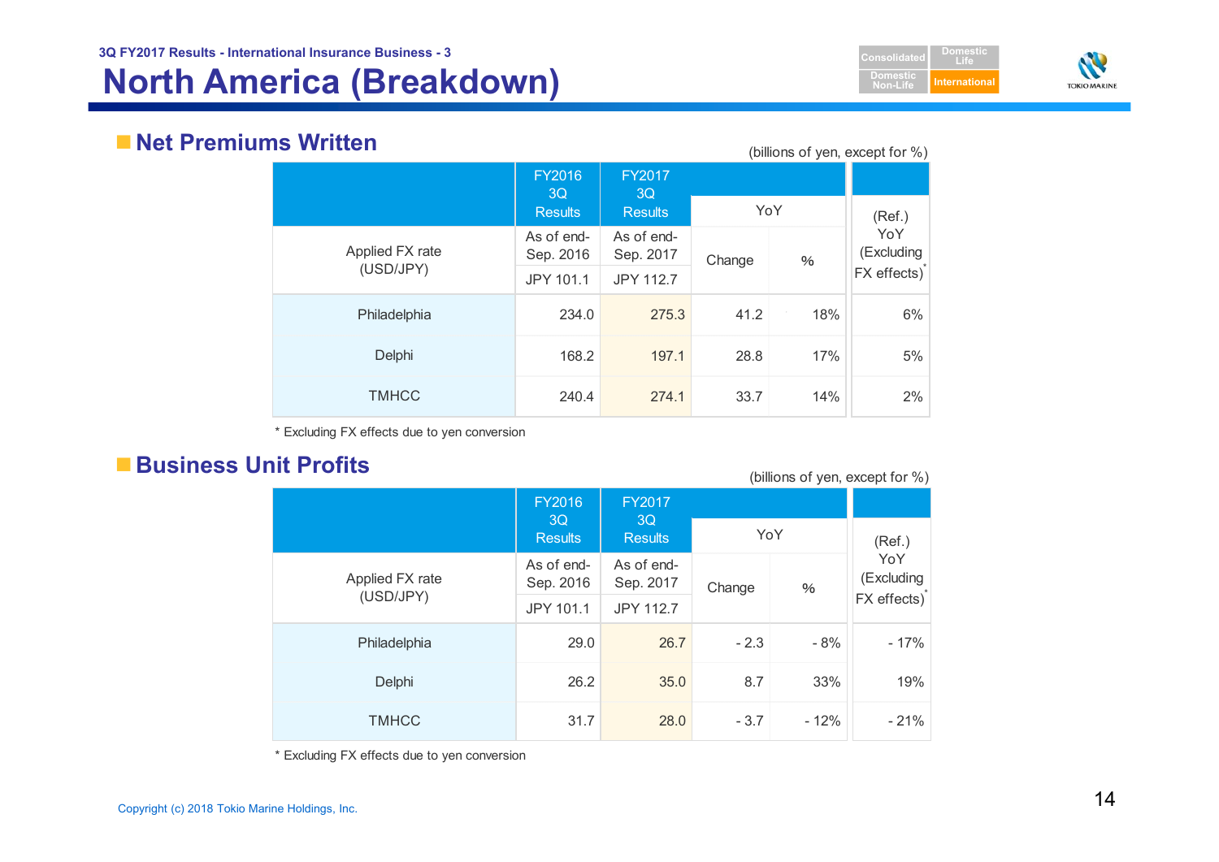# North America (Breakdown)

## Net Premiums Written

(billions of yen, except for %)

| | FY2016 3Q Results | FY2017 3Q Results | YoY | | (Ref.) YoY (Excluding FX effects)* |
|---|---|---|---|---|---|
| Applied FX rate (USD/JPY) | As of end-Sep. 2016 JPY 101.1 | As of end-Sep. 2017 JPY 112.7 | Change | % | |
| Philadelphia | 234.0 | 275.3 | 41.2 | 18% | 6% |
| Delphi | 168.2 | 197.1 | 28.8 | 17% | 5% |
| TMHCC | 240.4 | 274.1 | 33.7 | 14% | 2% |

\* Excluding FX effects due to yen conversion

## Business Unit Profits

(billions of yen, except for %)

| | FY2016 3Q Results | FY2017 3Q Results | YoY | | (Ref.) YoY (Excluding FX effects)* |
|---|---|---|---|---|---|
| Applied FX rate (USD/JPY) | As of end-Sep. 2016 JPY 101.1 | As of end-Sep. 2017 JPY 112.7 | Change | % | |
| Philadelphia | 29.0 | 26.7 | - 2.3 | - 8% | - 17% |
| Delphi | 26.2 | 35.0 | 8.7 | 33% | 19% |
| TMHCC | 31.7 | 28.0 | - 3.7 | - 12% | - 21% |

\* Excluding FX effects due to yen conversion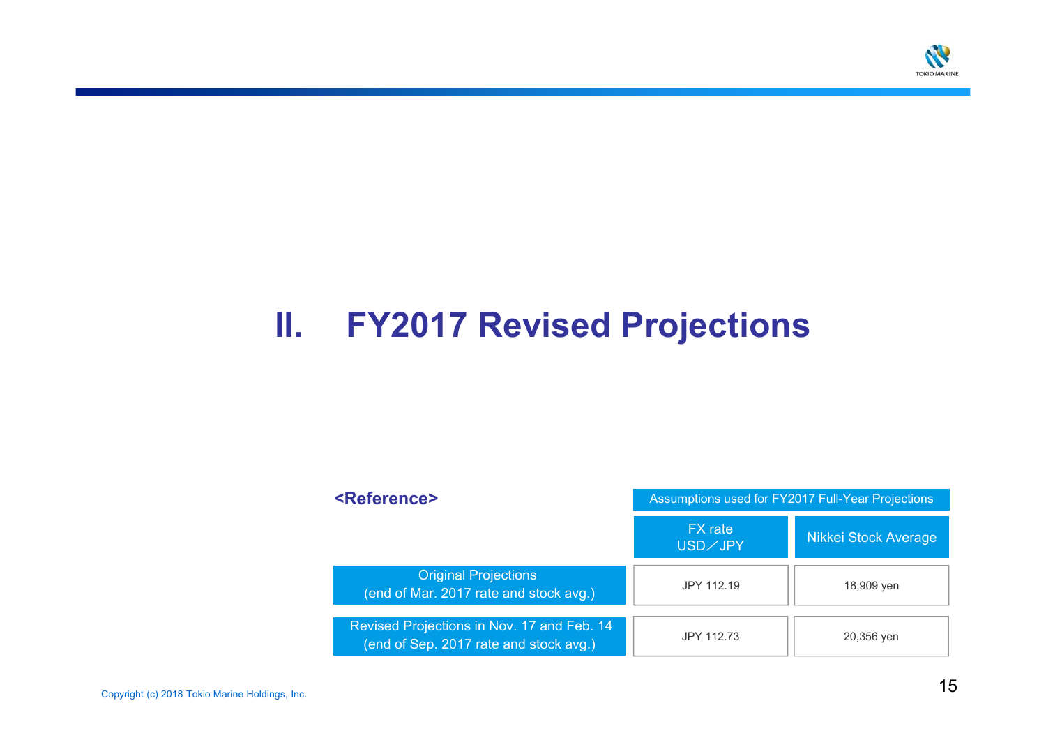# II. FY2017 Revised Projections

**<Reference>**

| | Assumptions used for FY2017 Full-Year Projections | |
|---|---|---|
| | FX rate USD／JPY | Nikkei Stock Average |
| Original Projections (end of Mar. 2017 rate and stock avg.) | JPY 112.19 | 18,909 yen |
| Revised Projections in Nov. 17 and Feb. 14 (end of Sep. 2017 rate and stock avg.) | JPY 112.73 | 20,356 yen |

Copyright (c) 2018 Tokio Marine Holdings, Inc.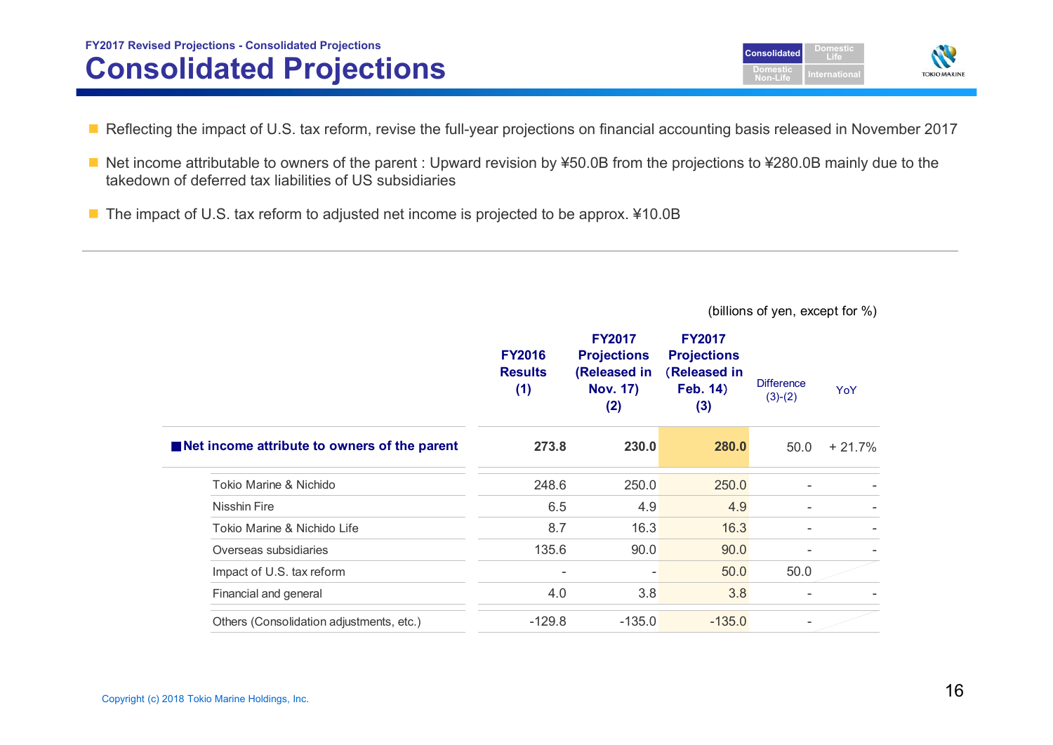FY2017 Revised Projections - Consolidated Projections

# Consolidated Projections

- Reflecting the impact of U.S. tax reform, revise the full-year projections on financial accounting basis released in November 2017
- Net income attributable to owners of the parent : Upward revision by ¥50.0B from the projections to ¥280.0B mainly due to the takedown of deferred tax liabilities of US subsidiaries
- The impact of U.S. tax reform to adjusted net income is projected to be approx. ¥10.0B

(billions of yen, except for %)

| | FY2016 Results (1) | FY2017 Projections (Released in Nov. 17) (2) | FY2017 Projections (Released in Feb. 14) (3) | Difference (3)-(2) | YoY |
|---|---|---|---|---|---|
| **Net income attribute to owners of the parent** | **273.8** | **230.0** | **280.0** | 50.0 | + 21.7% |
| Tokio Marine & Nichido | 248.6 | 250.0 | 250.0 | - | - |
| Nisshin Fire | 6.5 | 4.9 | 4.9 | - | - |
| Tokio Marine & Nichido Life | 8.7 | 16.3 | 16.3 | - | - |
| Overseas subsidiaries | 135.6 | 90.0 | 90.0 | - | - |
| Impact of U.S. tax reform | - | - | 50.0 | 50.0 | |
| Financial and general | 4.0 | 3.8 | 3.8 | - | - |
| Others (Consolidation adjustments, etc.) | -129.8 | -135.0 | -135.0 | - | |

Copyright (c) 2018 Tokio Marine Holdings, Inc.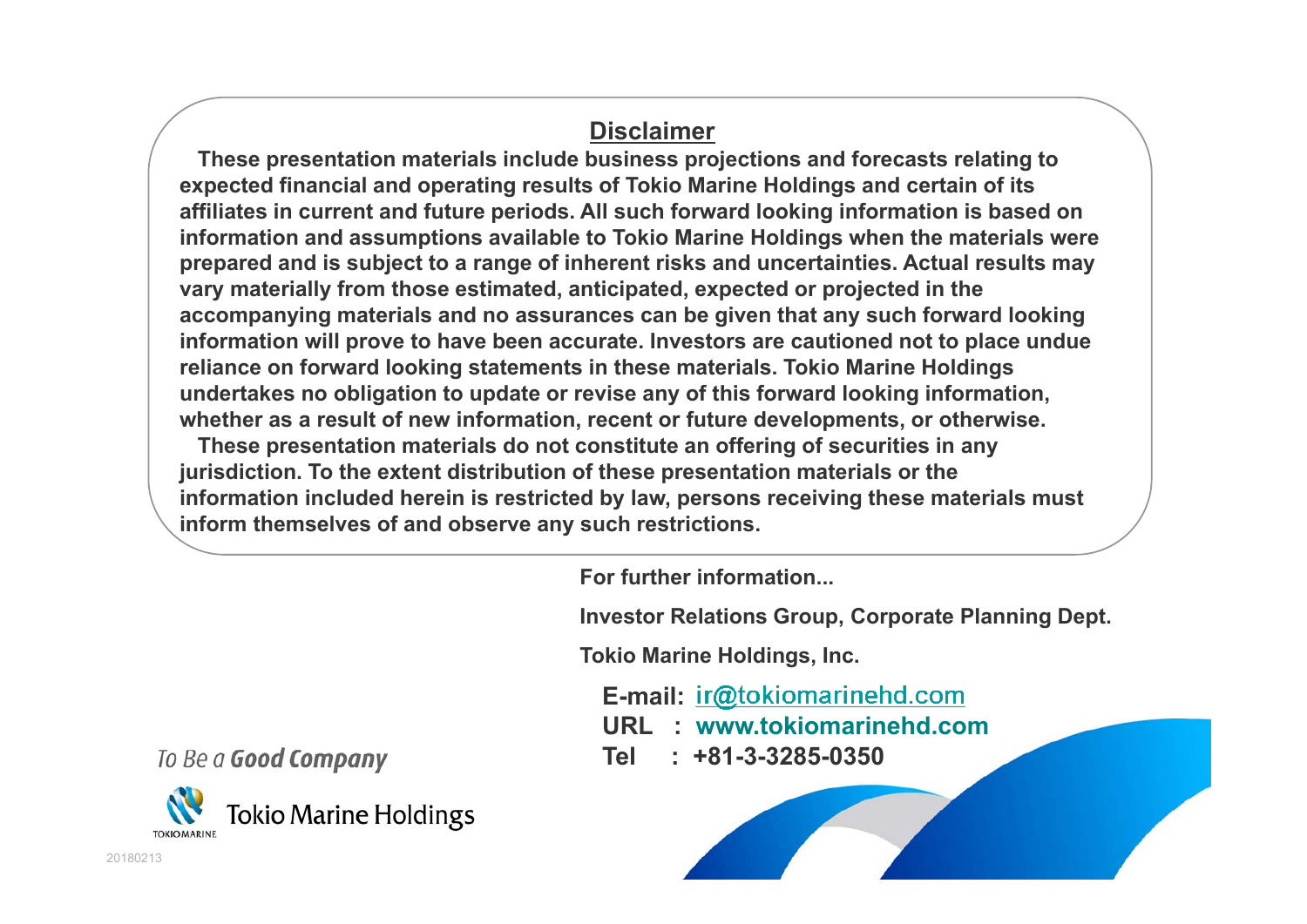## Disclaimer

These presentation materials include business projections and forecasts relating to expected financial and operating results of Tokio Marine Holdings and certain of its affiliates in current and future periods. All such forward looking information is based on information and assumptions available to Tokio Marine Holdings when the materials were prepared and is subject to a range of inherent risks and uncertainties. Actual results may vary materially from those estimated, anticipated, expected or projected in the accompanying materials and no assurances can be given that any such forward looking information will prove to have been accurate. Investors are cautioned not to place undue reliance on forward looking statements in these materials. Tokio Marine Holdings undertakes no obligation to update or revise any of this forward looking information, whether as a result of new information, recent or future developments, or otherwise.

These presentation materials do not constitute an offering of securities in any jurisdiction. To the extent distribution of these presentation materials or the information included herein is restricted by law, persons receiving these materials must inform themselves of and observe any such restrictions.

**For further information...**

**Investor Relations Group, Corporate Planning Dept.**

**Tokio Marine Holdings, Inc.**

**E-mail:** ir@tokiomarinehd.com
**URL :** www.tokiomarinehd.com
**Tel :** +81-3-3285-0350

*To Be a* ***Good Company***

Tokio Marine Holdings

20180213